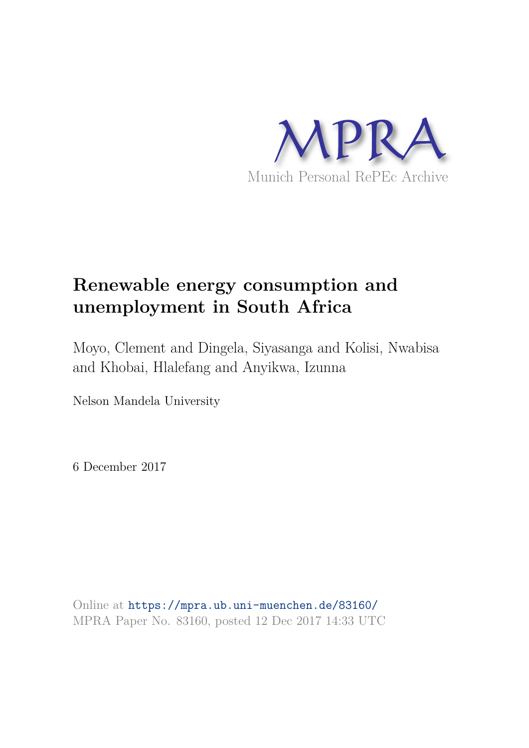MPRA

Munich Personal RePEc Archive

# Renewable energy consumption and unemployment in South Africa

Moyo, Clement and Dingela, Siyasanga and Kolisi, Nwabisa and Khobai, Hlalefang and Anyikwa, Izunna

Nelson Mandela University

6 December 2017

Online at https://mpra.ub.uni-muenchen.de/83160/
MPRA Paper No. 83160, posted 12 Dec 2017 14:33 UTC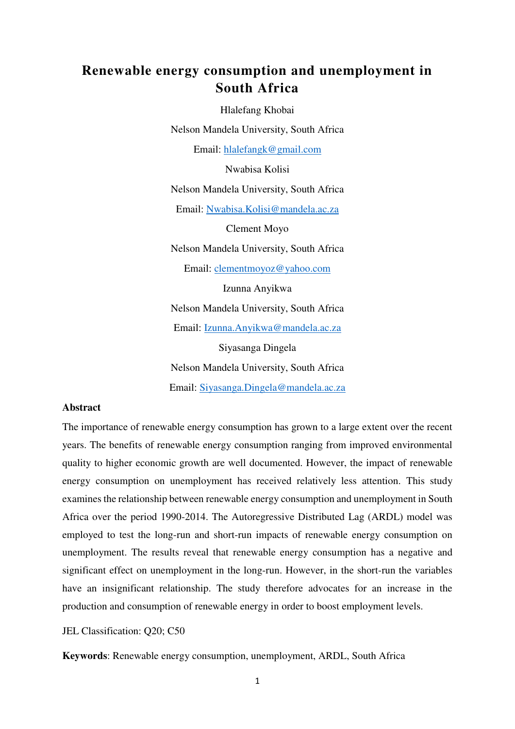# Renewable energy consumption and unemployment in South Africa

Hlalefang Khobai

Nelson Mandela University, South Africa

Email: hlalefangk@gmail.com

Nwabisa Kolisi

Nelson Mandela University, South Africa

Email: Nwabisa.Kolisi@mandela.ac.za

Clement Moyo

Nelson Mandela University, South Africa

Email: clementmoyoz@yahoo.com

Izunna Anyikwa

Nelson Mandela University, South Africa

Email: Izunna.Anyikwa@mandela.ac.za

Siyasanga Dingela

Nelson Mandela University, South Africa

Email: Siyasanga.Dingela@mandela.ac.za

**Abstract**

The importance of renewable energy consumption has grown to a large extent over the recent years. The benefits of renewable energy consumption ranging from improved environmental quality to higher economic growth are well documented. However, the impact of renewable energy consumption on unemployment has received relatively less attention. This study examines the relationship between renewable energy consumption and unemployment in South Africa over the period 1990-2014. The Autoregressive Distributed Lag (ARDL) model was employed to test the long-run and short-run impacts of renewable energy consumption on unemployment. The results reveal that renewable energy consumption has a negative and significant effect on unemployment in the long-run. However, in the short-run the variables have an insignificant relationship. The study therefore advocates for an increase in the production and consumption of renewable energy in order to boost employment levels.

JEL Classification: Q20; C50

**Keywords**: Renewable energy consumption, unemployment, ARDL, South Africa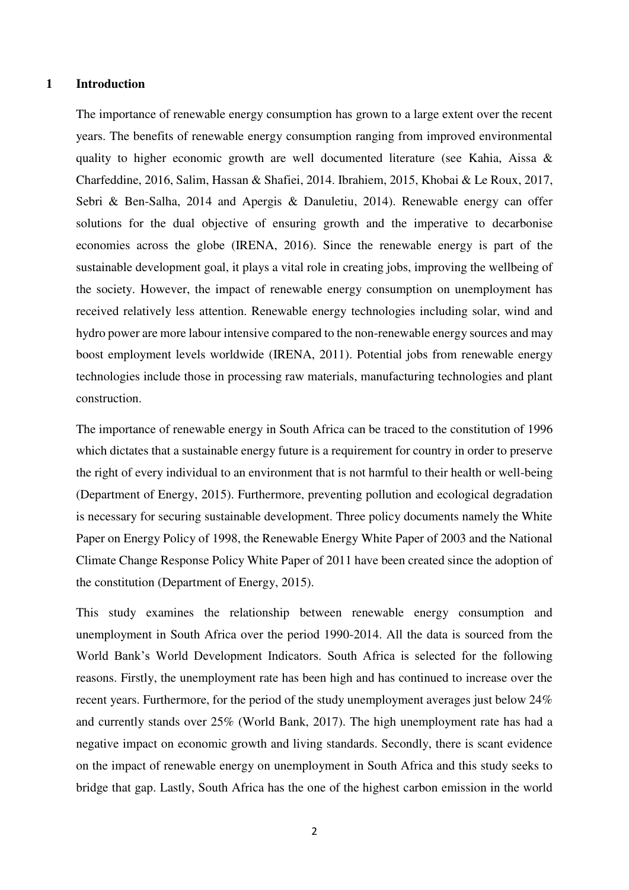# 1 Introduction

The importance of renewable energy consumption has grown to a large extent over the recent years. The benefits of renewable energy consumption ranging from improved environmental quality to higher economic growth are well documented literature (see Kahia, Aissa & Charfeddine, 2016, Salim, Hassan & Shafiei, 2014. Ibrahiem, 2015, Khobai & Le Roux, 2017, Sebri & Ben-Salha, 2014 and Apergis & Danuletiu, 2014). Renewable energy can offer solutions for the dual objective of ensuring growth and the imperative to decarbonise economies across the globe (IRENA, 2016). Since the renewable energy is part of the sustainable development goal, it plays a vital role in creating jobs, improving the wellbeing of the society. However, the impact of renewable energy consumption on unemployment has received relatively less attention. Renewable energy technologies including solar, wind and hydro power are more labour intensive compared to the non-renewable energy sources and may boost employment levels worldwide (IRENA, 2011). Potential jobs from renewable energy technologies include those in processing raw materials, manufacturing technologies and plant construction.

The importance of renewable energy in South Africa can be traced to the constitution of 1996 which dictates that a sustainable energy future is a requirement for country in order to preserve the right of every individual to an environment that is not harmful to their health or well-being (Department of Energy, 2015). Furthermore, preventing pollution and ecological degradation is necessary for securing sustainable development. Three policy documents namely the White Paper on Energy Policy of 1998, the Renewable Energy White Paper of 2003 and the National Climate Change Response Policy White Paper of 2011 have been created since the adoption of the constitution (Department of Energy, 2015).

This study examines the relationship between renewable energy consumption and unemployment in South Africa over the period 1990-2014. All the data is sourced from the World Bank's World Development Indicators. South Africa is selected for the following reasons. Firstly, the unemployment rate has been high and has continued to increase over the recent years. Furthermore, for the period of the study unemployment averages just below 24% and currently stands over 25% (World Bank, 2017). The high unemployment rate has had a negative impact on economic growth and living standards. Secondly, there is scant evidence on the impact of renewable energy on unemployment in South Africa and this study seeks to bridge that gap. Lastly, South Africa has the one of the highest carbon emission in the world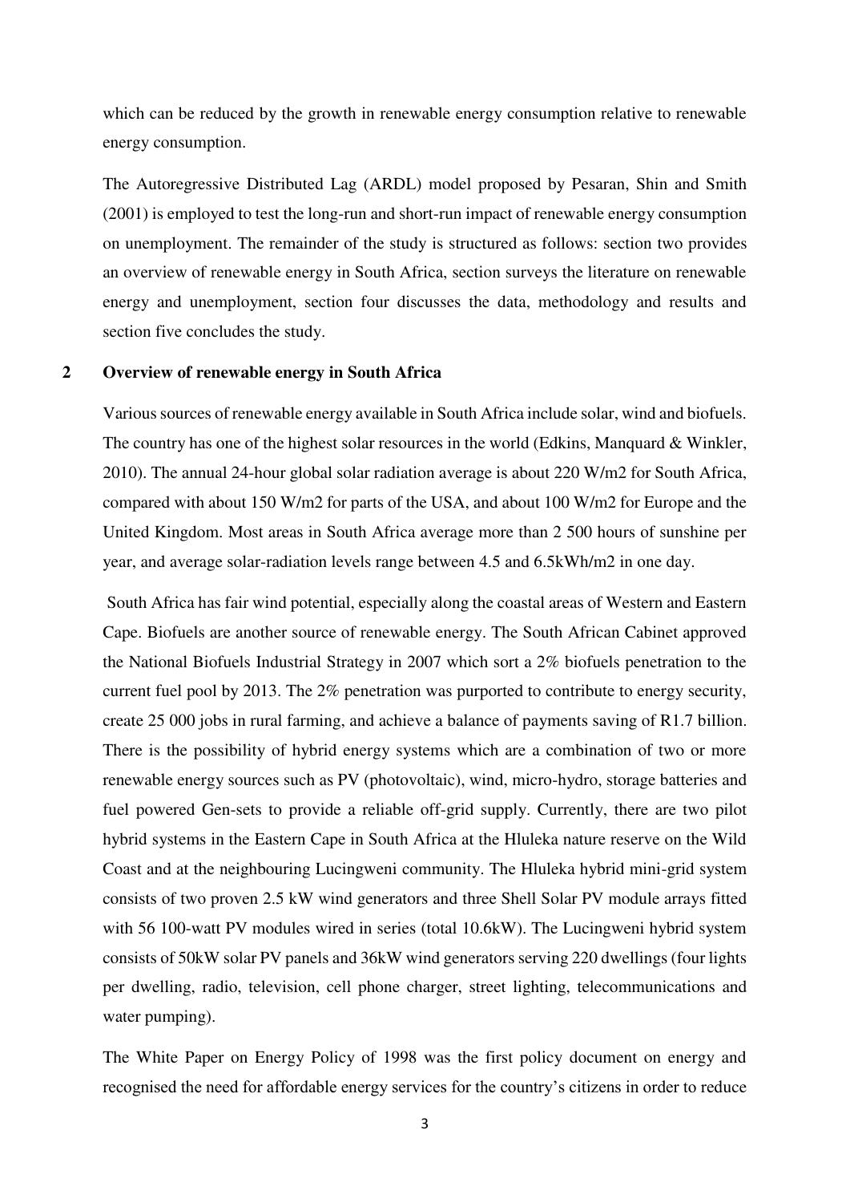which can be reduced by the growth in renewable energy consumption relative to renewable energy consumption.

The Autoregressive Distributed Lag (ARDL) model proposed by Pesaran, Shin and Smith (2001) is employed to test the long-run and short-run impact of renewable energy consumption on unemployment. The remainder of the study is structured as follows: section two provides an overview of renewable energy in South Africa, section surveys the literature on renewable energy and unemployment, section four discusses the data, methodology and results and section five concludes the study.

## 2 Overview of renewable energy in South Africa

Various sources of renewable energy available in South Africa include solar, wind and biofuels. The country has one of the highest solar resources in the world (Edkins, Manquard & Winkler, 2010). The annual 24-hour global solar radiation average is about 220 W/m2 for South Africa, compared with about 150 W/m2 for parts of the USA, and about 100 W/m2 for Europe and the United Kingdom. Most areas in South Africa average more than 2 500 hours of sunshine per year, and average solar-radiation levels range between 4.5 and 6.5kWh/m2 in one day.

South Africa has fair wind potential, especially along the coastal areas of Western and Eastern Cape. Biofuels are another source of renewable energy. The South African Cabinet approved the National Biofuels Industrial Strategy in 2007 which sort a 2% biofuels penetration to the current fuel pool by 2013. The 2% penetration was purported to contribute to energy security, create 25 000 jobs in rural farming, and achieve a balance of payments saving of R1.7 billion. There is the possibility of hybrid energy systems which are a combination of two or more renewable energy sources such as PV (photovoltaic), wind, micro-hydro, storage batteries and fuel powered Gen-sets to provide a reliable off-grid supply. Currently, there are two pilot hybrid systems in the Eastern Cape in South Africa at the Hluleka nature reserve on the Wild Coast and at the neighbouring Lucingweni community. The Hluleka hybrid mini-grid system consists of two proven 2.5 kW wind generators and three Shell Solar PV module arrays fitted with 56 100-watt PV modules wired in series (total 10.6kW). The Lucingweni hybrid system consists of 50kW solar PV panels and 36kW wind generators serving 220 dwellings (four lights per dwelling, radio, television, cell phone charger, street lighting, telecommunications and water pumping).

The White Paper on Energy Policy of 1998 was the first policy document on energy and recognised the need for affordable energy services for the country's citizens in order to reduce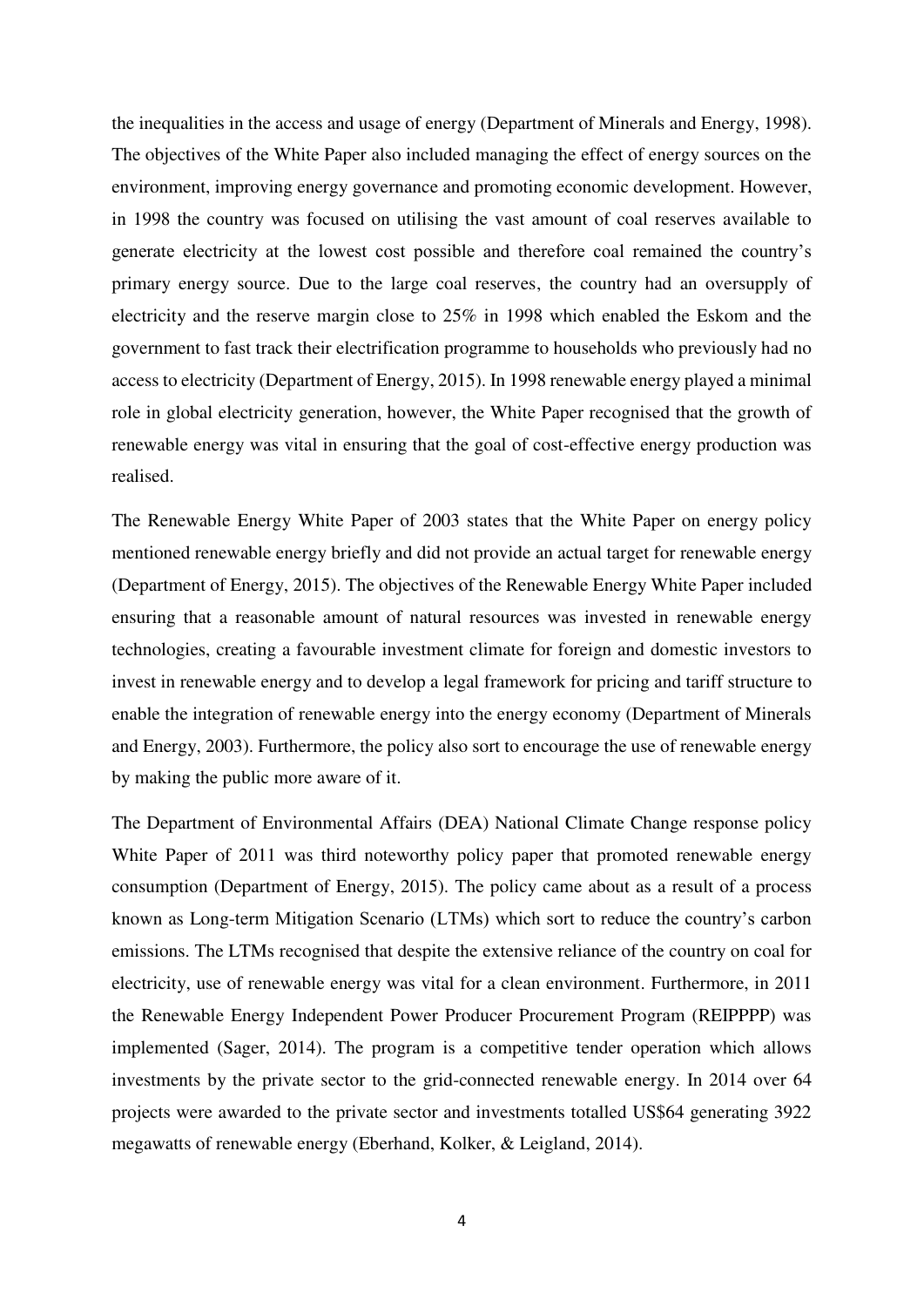the inequalities in the access and usage of energy (Department of Minerals and Energy, 1998). The objectives of the White Paper also included managing the effect of energy sources on the environment, improving energy governance and promoting economic development. However, in 1998 the country was focused on utilising the vast amount of coal reserves available to generate electricity at the lowest cost possible and therefore coal remained the country's primary energy source. Due to the large coal reserves, the country had an oversupply of electricity and the reserve margin close to 25% in 1998 which enabled the Eskom and the government to fast track their electrification programme to households who previously had no access to electricity (Department of Energy, 2015). In 1998 renewable energy played a minimal role in global electricity generation, however, the White Paper recognised that the growth of renewable energy was vital in ensuring that the goal of cost-effective energy production was realised.

The Renewable Energy White Paper of 2003 states that the White Paper on energy policy mentioned renewable energy briefly and did not provide an actual target for renewable energy (Department of Energy, 2015). The objectives of the Renewable Energy White Paper included ensuring that a reasonable amount of natural resources was invested in renewable energy technologies, creating a favourable investment climate for foreign and domestic investors to invest in renewable energy and to develop a legal framework for pricing and tariff structure to enable the integration of renewable energy into the energy economy (Department of Minerals and Energy, 2003). Furthermore, the policy also sort to encourage the use of renewable energy by making the public more aware of it.

The Department of Environmental Affairs (DEA) National Climate Change response policy White Paper of 2011 was third noteworthy policy paper that promoted renewable energy consumption (Department of Energy, 2015). The policy came about as a result of a process known as Long-term Mitigation Scenario (LTMs) which sort to reduce the country's carbon emissions. The LTMs recognised that despite the extensive reliance of the country on coal for electricity, use of renewable energy was vital for a clean environment. Furthermore, in 2011 the Renewable Energy Independent Power Producer Procurement Program (REIPPPP) was implemented (Sager, 2014). The program is a competitive tender operation which allows investments by the private sector to the grid-connected renewable energy. In 2014 over 64 projects were awarded to the private sector and investments totalled US$64 generating 3922 megawatts of renewable energy (Eberhand, Kolker, & Leigland, 2014).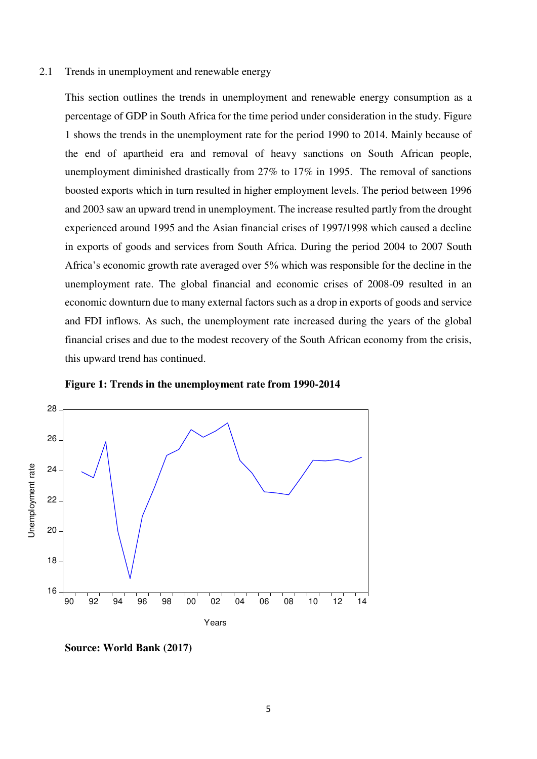## 2.1 Trends in unemployment and renewable energy

This section outlines the trends in unemployment and renewable energy consumption as a percentage of GDP in South Africa for the time period under consideration in the study. Figure 1 shows the trends in the unemployment rate for the period 1990 to 2014. Mainly because of the end of apartheid era and removal of heavy sanctions on South African people, unemployment diminished drastically from 27% to 17% in 1995. The removal of sanctions boosted exports which in turn resulted in higher employment levels. The period between 1996 and 2003 saw an upward trend in unemployment. The increase resulted partly from the drought experienced around 1995 and the Asian financial crises of 1997/1998 which caused a decline in exports of goods and services from South Africa. During the period 2004 to 2007 South Africa's economic growth rate averaged over 5% which was responsible for the decline in the unemployment rate. The global financial and economic crises of 2008-09 resulted in an economic downturn due to many external factors such as a drop in exports of goods and service and FDI inflows. As such, the unemployment rate increased during the years of the global financial crises and due to the modest recovery of the South African economy from the crisis, this upward trend has continued.

**Figure 1: Trends in the unemployment rate from 1990-2014**

**Source: World Bank (2017)**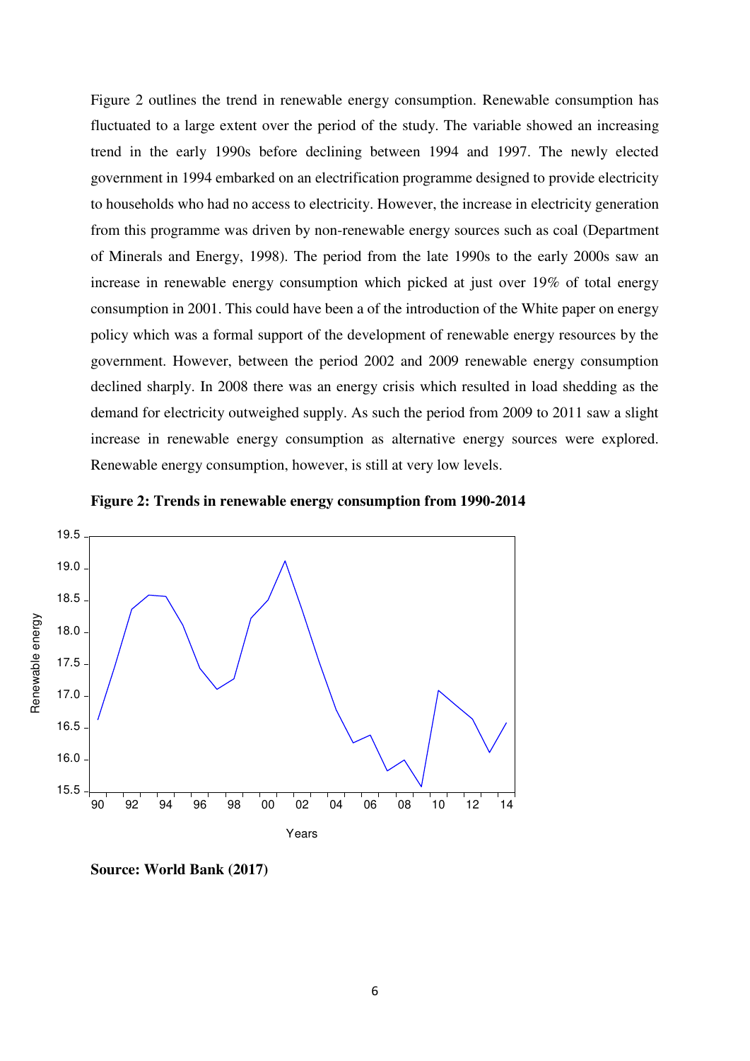Figure 2 outlines the trend in renewable energy consumption. Renewable consumption has fluctuated to a large extent over the period of the study. The variable showed an increasing trend in the early 1990s before declining between 1994 and 1997. The newly elected government in 1994 embarked on an electrification programme designed to provide electricity to households who had no access to electricity. However, the increase in electricity generation from this programme was driven by non-renewable energy sources such as coal (Department of Minerals and Energy, 1998). The period from the late 1990s to the early 2000s saw an increase in renewable energy consumption which picked at just over 19% of total energy consumption in 2001. This could have been a of the introduction of the White paper on energy policy which was a formal support of the development of renewable energy resources by the government. However, between the period 2002 and 2009 renewable energy consumption declined sharply. In 2008 there was an energy crisis which resulted in load shedding as the demand for electricity outweighed supply. As such the period from 2009 to 2011 saw a slight increase in renewable energy consumption as alternative energy sources were explored. Renewable energy consumption, however, is still at very low levels.

**Figure 2: Trends in renewable energy consumption from 1990-2014**

**Source: World Bank (2017)**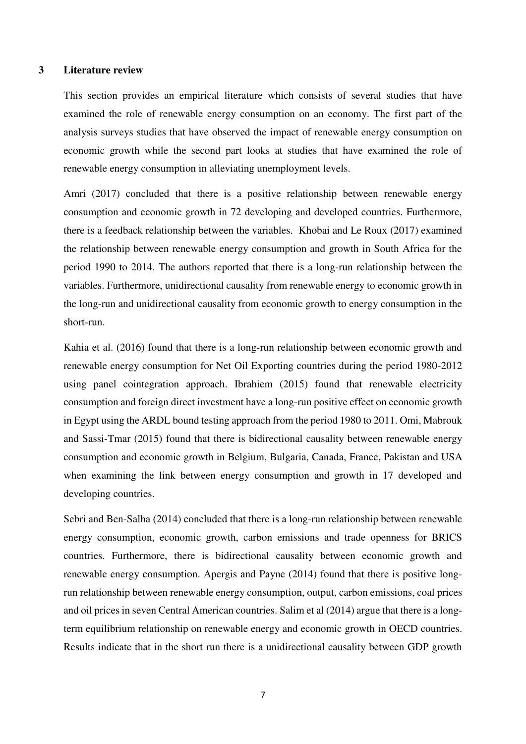## 3 Literature review

This section provides an empirical literature which consists of several studies that have examined the role of renewable energy consumption on an economy. The first part of the analysis surveys studies that have observed the impact of renewable energy consumption on economic growth while the second part looks at studies that have examined the role of renewable energy consumption in alleviating unemployment levels.

Amri (2017) concluded that there is a positive relationship between renewable energy consumption and economic growth in 72 developing and developed countries. Furthermore, there is a feedback relationship between the variables. Khobai and Le Roux (2017) examined the relationship between renewable energy consumption and growth in South Africa for the period 1990 to 2014. The authors reported that there is a long-run relationship between the variables. Furthermore, unidirectional causality from renewable energy to economic growth in the long-run and unidirectional causality from economic growth to energy consumption in the short-run.

Kahia et al. (2016) found that there is a long-run relationship between economic growth and renewable energy consumption for Net Oil Exporting countries during the period 1980-2012 using panel cointegration approach. Ibrahiem (2015) found that renewable electricity consumption and foreign direct investment have a long-run positive effect on economic growth in Egypt using the ARDL bound testing approach from the period 1980 to 2011. Omi, Mabrouk and Sassi-Tmar (2015) found that there is bidirectional causality between renewable energy consumption and economic growth in Belgium, Bulgaria, Canada, France, Pakistan and USA when examining the link between energy consumption and growth in 17 developed and developing countries.

Sebri and Ben-Salha (2014) concluded that there is a long-run relationship between renewable energy consumption, economic growth, carbon emissions and trade openness for BRICS countries. Furthermore, there is bidirectional causality between economic growth and renewable energy consumption. Apergis and Payne (2014) found that there is positive long-run relationship between renewable energy consumption, output, carbon emissions, coal prices and oil prices in seven Central American countries. Salim et al (2014) argue that there is a long-term equilibrium relationship on renewable energy and economic growth in OECD countries. Results indicate that in the short run there is a unidirectional causality between GDP growth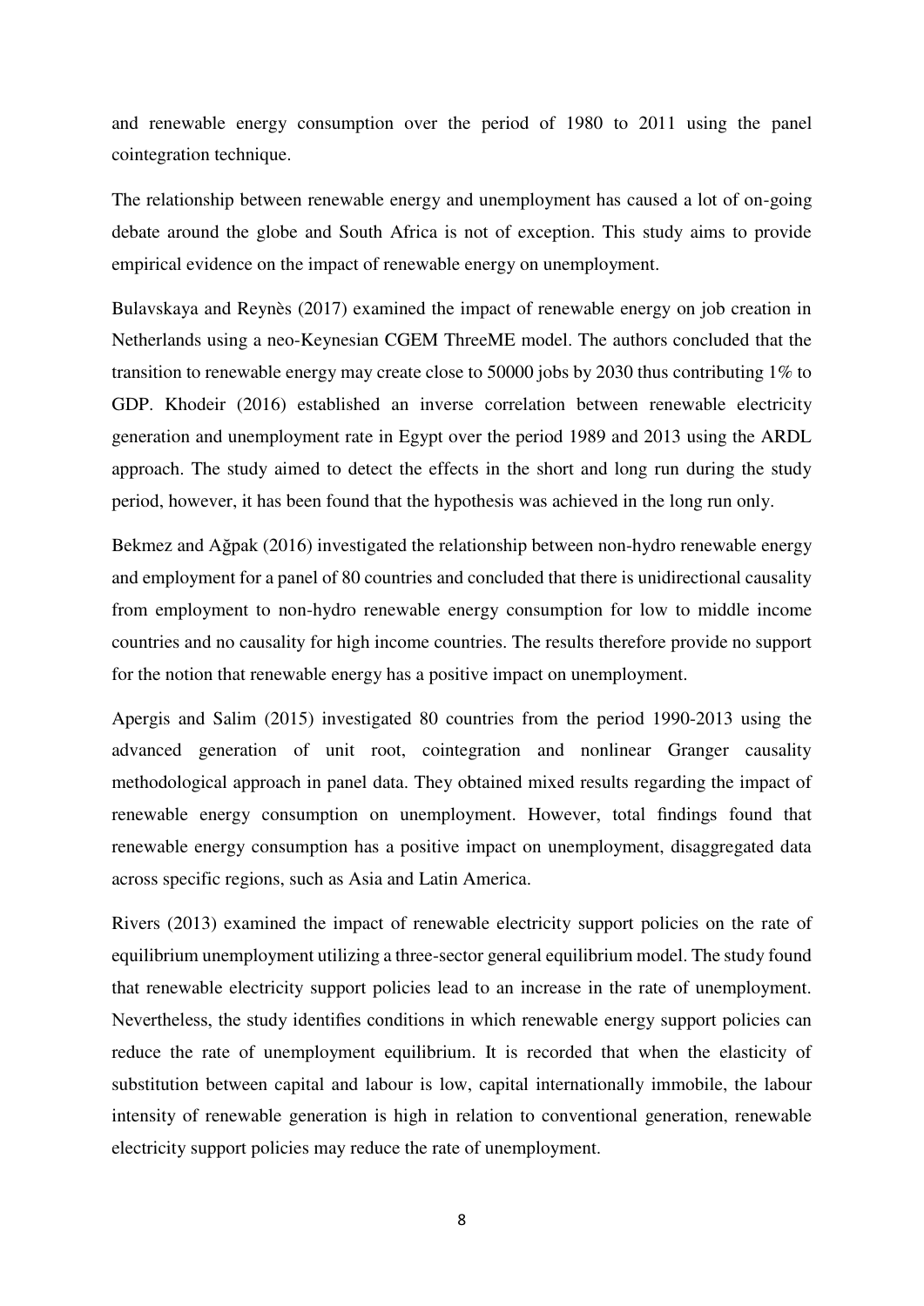and renewable energy consumption over the period of 1980 to 2011 using the panel cointegration technique.

The relationship between renewable energy and unemployment has caused a lot of on-going debate around the globe and South Africa is not of exception. This study aims to provide empirical evidence on the impact of renewable energy on unemployment.

Bulavskaya and Reynès (2017) examined the impact of renewable energy on job creation in Netherlands using a neo-Keynesian CGEM ThreeME model. The authors concluded that the transition to renewable energy may create close to 50000 jobs by 2030 thus contributing 1% to GDP. Khodeir (2016) established an inverse correlation between renewable electricity generation and unemployment rate in Egypt over the period 1989 and 2013 using the ARDL approach. The study aimed to detect the effects in the short and long run during the study period, however, it has been found that the hypothesis was achieved in the long run only.

Bekmez and Ağpak (2016) investigated the relationship between non-hydro renewable energy and employment for a panel of 80 countries and concluded that there is unidirectional causality from employment to non-hydro renewable energy consumption for low to middle income countries and no causality for high income countries. The results therefore provide no support for the notion that renewable energy has a positive impact on unemployment.

Apergis and Salim (2015) investigated 80 countries from the period 1990-2013 using the advanced generation of unit root, cointegration and nonlinear Granger causality methodological approach in panel data. They obtained mixed results regarding the impact of renewable energy consumption on unemployment. However, total findings found that renewable energy consumption has a positive impact on unemployment, disaggregated data across specific regions, such as Asia and Latin America.

Rivers (2013) examined the impact of renewable electricity support policies on the rate of equilibrium unemployment utilizing a three-sector general equilibrium model. The study found that renewable electricity support policies lead to an increase in the rate of unemployment. Nevertheless, the study identifies conditions in which renewable energy support policies can reduce the rate of unemployment equilibrium. It is recorded that when the elasticity of substitution between capital and labour is low, capital internationally immobile, the labour intensity of renewable generation is high in relation to conventional generation, renewable electricity support policies may reduce the rate of unemployment.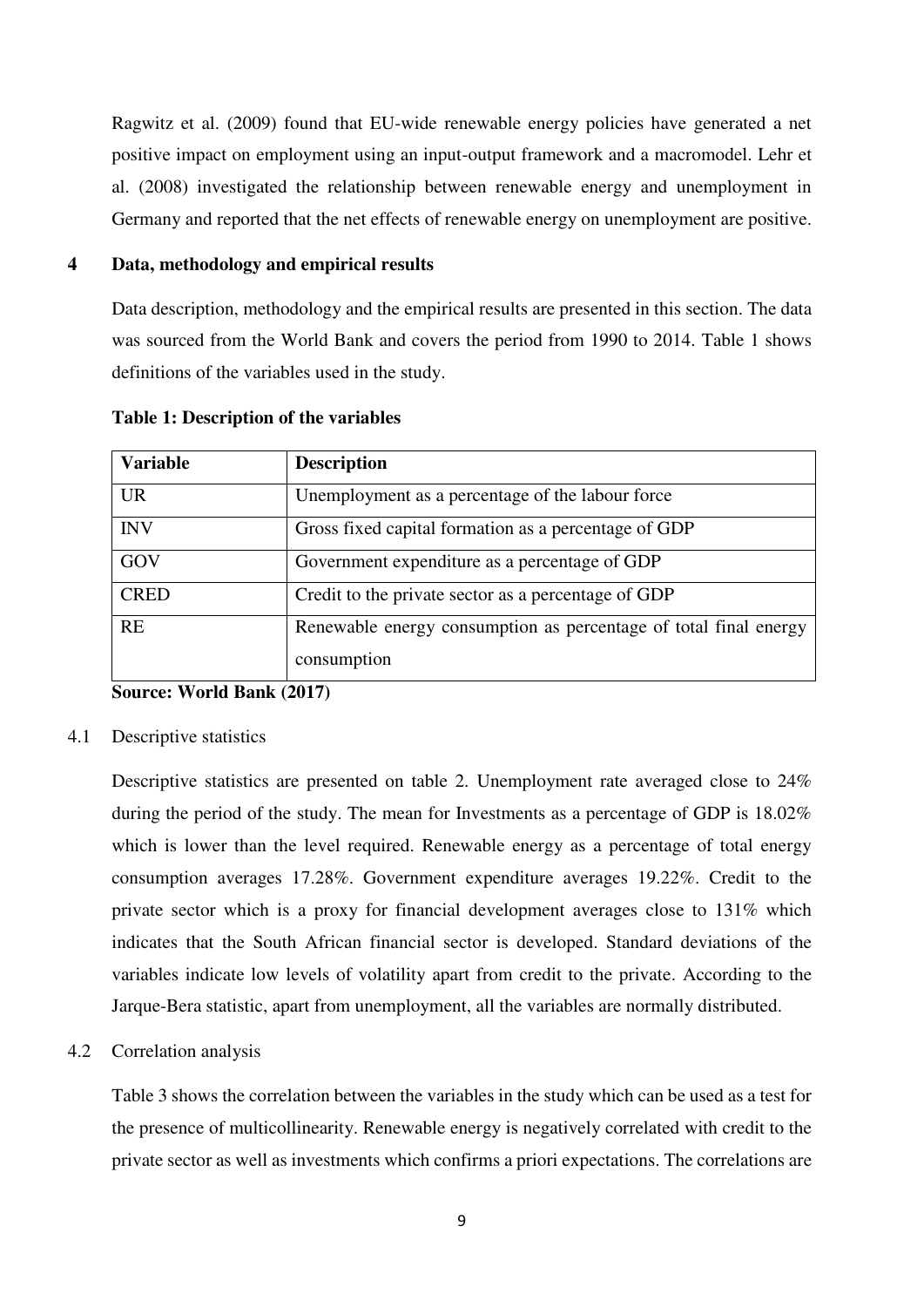Ragwitz et al. (2009) found that EU-wide renewable energy policies have generated a net positive impact on employment using an input-output framework and a macromodel. Lehr et al. (2008) investigated the relationship between renewable energy and unemployment in Germany and reported that the net effects of renewable energy on unemployment are positive.

## 4 Data, methodology and empirical results

Data description, methodology and the empirical results are presented in this section. The data was sourced from the World Bank and covers the period from 1990 to 2014. Table 1 shows definitions of the variables used in the study.

**Table 1: Description of the variables**

| Variable | Description |
|---|---|
| UR | Unemployment as a percentage of the labour force |
| INV | Gross fixed capital formation as a percentage of GDP |
| GOV | Government expenditure as a percentage of GDP |
| CRED | Credit to the private sector as a percentage of GDP |
| RE | Renewable energy consumption as percentage of total final energy consumption |

**Source: World Bank (2017)**

### 4.1 Descriptive statistics

Descriptive statistics are presented on table 2. Unemployment rate averaged close to 24% during the period of the study. The mean for Investments as a percentage of GDP is 18.02% which is lower than the level required. Renewable energy as a percentage of total energy consumption averages 17.28%. Government expenditure averages 19.22%. Credit to the private sector which is a proxy for financial development averages close to 131% which indicates that the South African financial sector is developed. Standard deviations of the variables indicate low levels of volatility apart from credit to the private. According to the Jarque-Bera statistic, apart from unemployment, all the variables are normally distributed.

### 4.2 Correlation analysis

Table 3 shows the correlation between the variables in the study which can be used as a test for the presence of multicollinearity. Renewable energy is negatively correlated with credit to the private sector as well as investments which confirms a priori expectations. The correlations are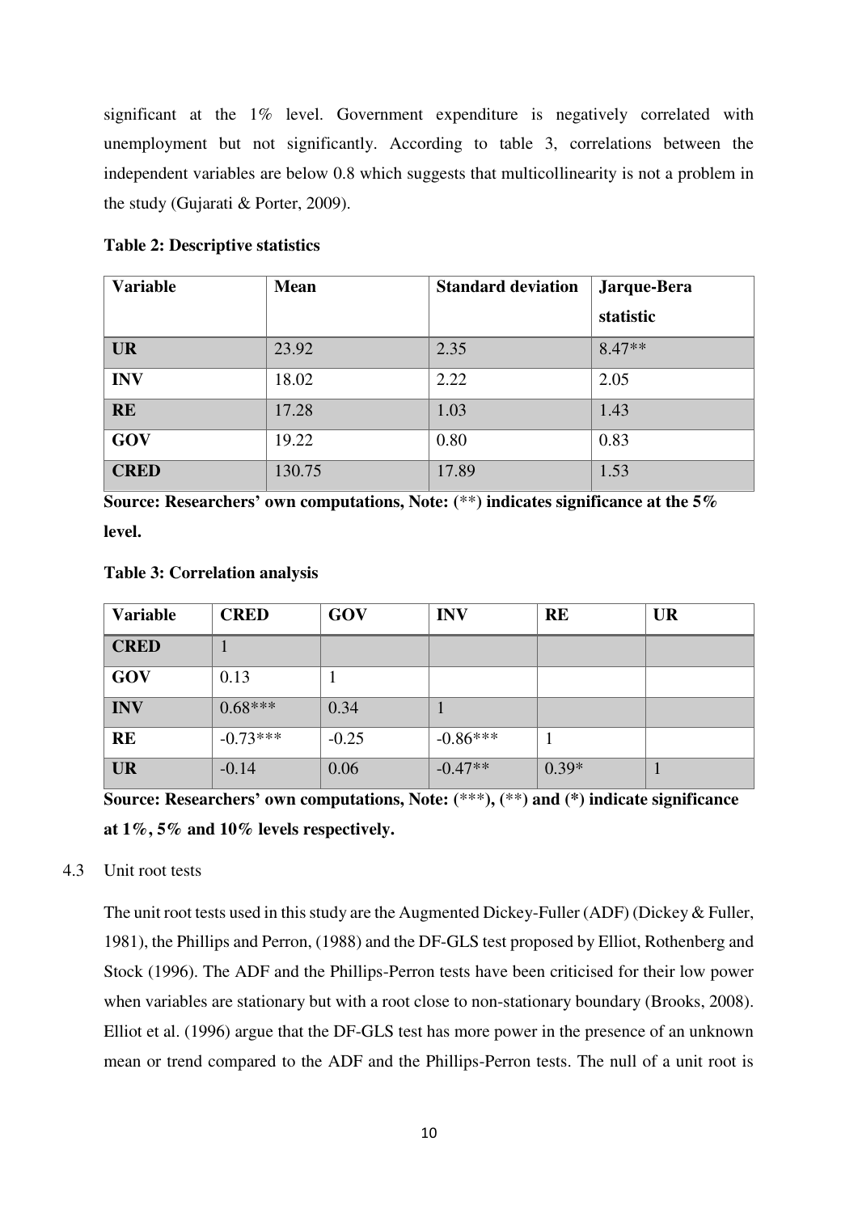significant at the 1% level. Government expenditure is negatively correlated with unemployment but not significantly. According to table 3, correlations between the independent variables are below 0.8 which suggests that multicollinearity is not a problem in the study (Gujarati & Porter, 2009).

**Table 2: Descriptive statistics**

| Variable | Mean | Standard deviation | Jarque-Bera statistic |
|---|---|---|---|
| **UR** | 23.92 | 2.35 | 8.47** |
| **INV** | 18.02 | 2.22 | 2.05 |
| **RE** | 17.28 | 1.03 | 1.43 |
| **GOV** | 19.22 | 0.80 | 0.83 |
| **CRED** | 130.75 | 17.89 | 1.53 |

**Source: Researchers' own computations, Note:** (**) **indicates significance at the 5% level.**

**Table 3: Correlation analysis**

| Variable | CRED | GOV | INV | RE | UR |
|---|---|---|---|---|---|
| **CRED** | 1 | | | | |
| **GOV** | 0.13 | 1 | | | |
| **INV** | 0.68*** | 0.34 | 1 | | |
| **RE** | -0.73*** | -0.25 | -0.86*** | 1 | |
| **UR** | -0.14 | 0.06 | -0.47** | 0.39* | 1 |

**Source: Researchers' own computations, Note:** (***), (**) **and (*) indicate significance at 1%, 5% and 10% levels respectively.**

4.3 Unit root tests

The unit root tests used in this study are the Augmented Dickey-Fuller (ADF) (Dickey & Fuller, 1981), the Phillips and Perron, (1988) and the DF-GLS test proposed by Elliot, Rothenberg and Stock (1996). The ADF and the Phillips-Perron tests have been criticised for their low power when variables are stationary but with a root close to non-stationary boundary (Brooks, 2008). Elliot et al. (1996) argue that the DF-GLS test has more power in the presence of an unknown mean or trend compared to the ADF and the Phillips-Perron tests. The null of a unit root is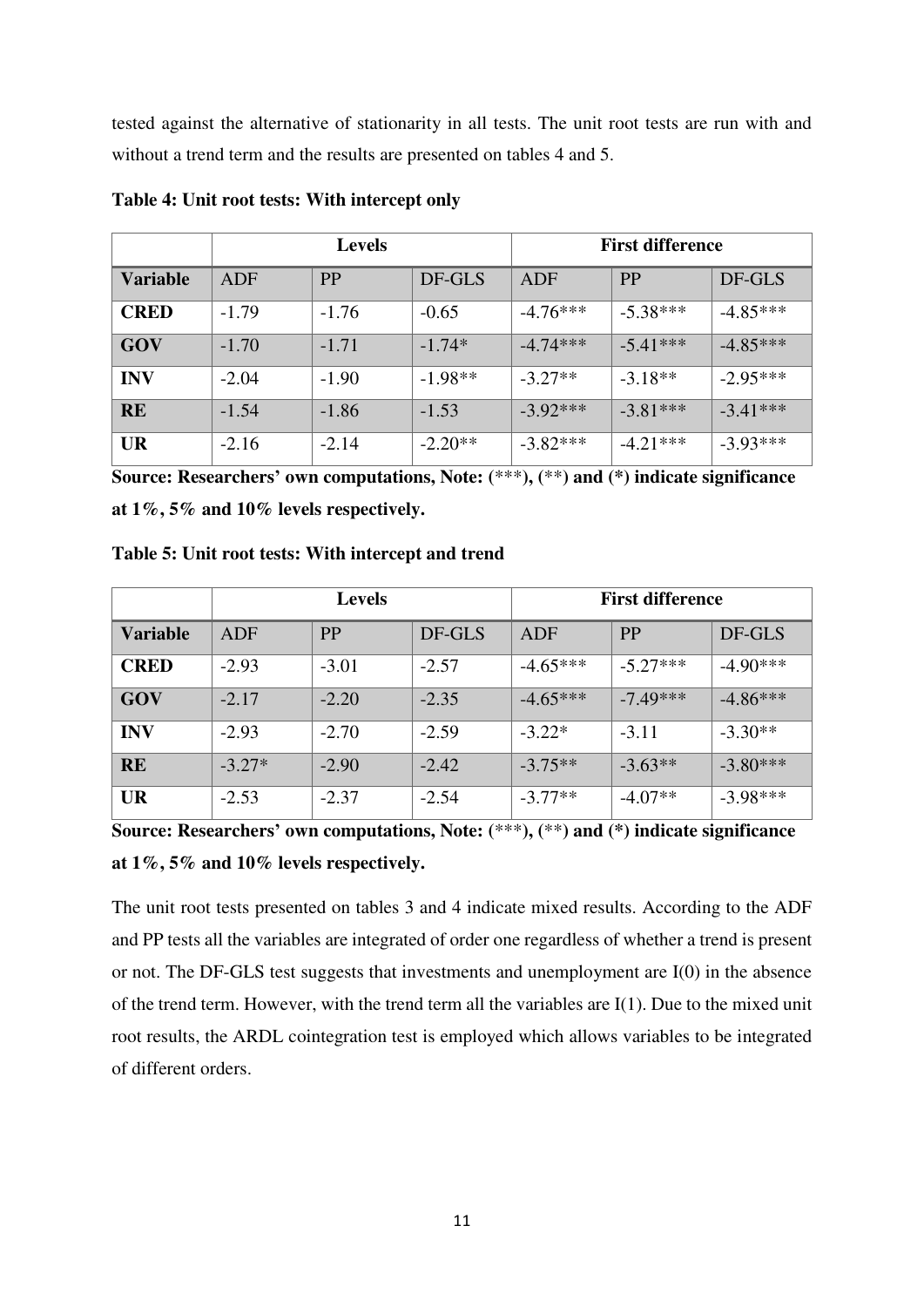tested against the alternative of stationarity in all tests. The unit root tests are run with and without a trend term and the results are presented on tables 4 and 5.

**Table 4: Unit root tests: With intercept only**

| | Levels | | | First difference | | |
|---|---|---|---|---|---|---|
| **Variable** | ADF | PP | DF-GLS | ADF | PP | DF-GLS |
| **CRED** | -1.79 | -1.76 | -0.65 | -4.76*** | -5.38*** | -4.85*** |
| **GOV** | -1.70 | -1.71 | -1.74* | -4.74*** | -5.41*** | -4.85*** |
| **INV** | -2.04 | -1.90 | -1.98** | -3.27** | -3.18** | -2.95*** |
| **RE** | -1.54 | -1.86 | -1.53 | -3.92*** | -3.81*** | -3.41*** |
| **UR** | -2.16 | -2.14 | -2.20** | -3.82*** | -4.21*** | -3.93*** |

**Source: Researchers' own computations, Note: (\*\*\*), (\*\*) and (\*) indicate significance at 1%, 5% and 10% levels respectively.**

**Table 5: Unit root tests: With intercept and trend**

| | Levels | | | First difference | | |
|---|---|---|---|---|---|---|
| **Variable** | ADF | PP | DF-GLS | ADF | PP | DF-GLS |
| **CRED** | -2.93 | -3.01 | -2.57 | -4.65*** | -5.27*** | -4.90*** |
| **GOV** | -2.17 | -2.20 | -2.35 | -4.65*** | -7.49*** | -4.86*** |
| **INV** | -2.93 | -2.70 | -2.59 | -3.22* | -3.11 | -3.30** |
| **RE** | -3.27* | -2.90 | -2.42 | -3.75** | -3.63** | -3.80*** |
| **UR** | -2.53 | -2.37 | -2.54 | -3.77** | -4.07** | -3.98*** |

**Source: Researchers' own computations, Note: (\*\*\*), (\*\*) and (\*) indicate significance at 1%, 5% and 10% levels respectively.**

The unit root tests presented on tables 3 and 4 indicate mixed results. According to the ADF and PP tests all the variables are integrated of order one regardless of whether a trend is present or not. The DF-GLS test suggests that investments and unemployment are I(0) in the absence of the trend term. However, with the trend term all the variables are I(1). Due to the mixed unit root results, the ARDL cointegration test is employed which allows variables to be integrated of different orders.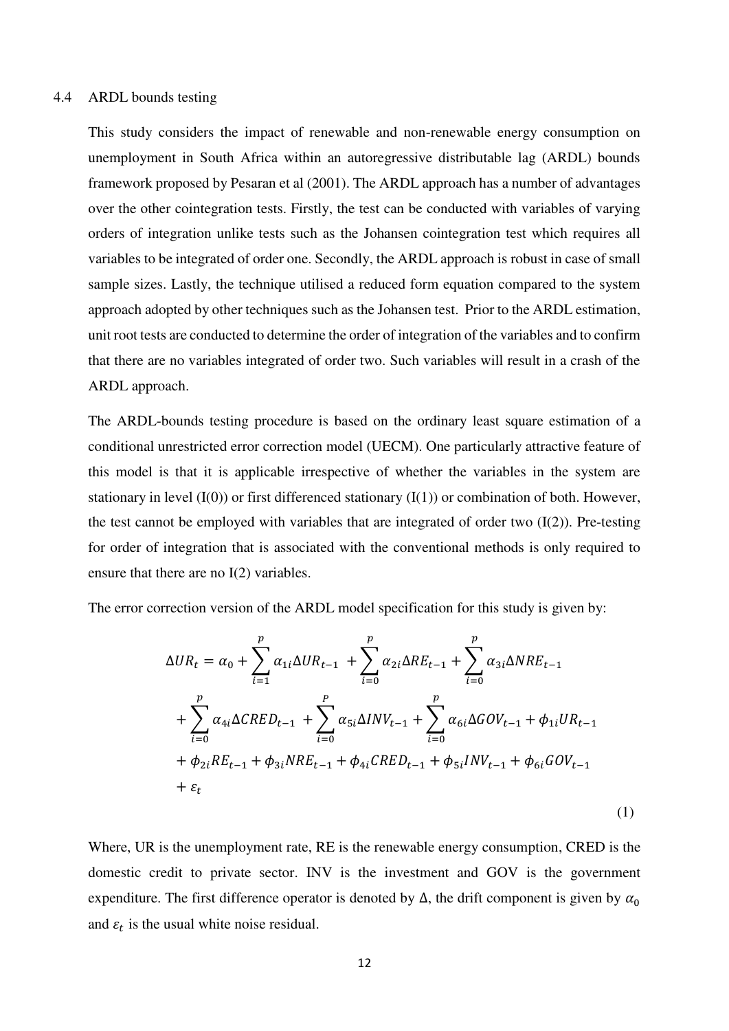### 4.4 ARDL bounds testing

This study considers the impact of renewable and non-renewable energy consumption on unemployment in South Africa within an autoregressive distributable lag (ARDL) bounds framework proposed by Pesaran et al (2001). The ARDL approach has a number of advantages over the other cointegration tests. Firstly, the test can be conducted with variables of varying orders of integration unlike tests such as the Johansen cointegration test which requires all variables to be integrated of order one. Secondly, the ARDL approach is robust in case of small sample sizes. Lastly, the technique utilised a reduced form equation compared to the system approach adopted by other techniques such as the Johansen test. Prior to the ARDL estimation, unit root tests are conducted to determine the order of integration of the variables and to confirm that there are no variables integrated of order two. Such variables will result in a crash of the ARDL approach.

The ARDL-bounds testing procedure is based on the ordinary least square estimation of a conditional unrestricted error correction model (UECM). One particularly attractive feature of this model is that it is applicable irrespective of whether the variables in the system are stationary in level (I(0)) or first differenced stationary (I(1)) or combination of both. However, the test cannot be employed with variables that are integrated of order two (I(2)). Pre-testing for order of integration that is associated with the conventional methods is only required to ensure that there are no I(2) variables.

The error correction version of the ARDL model specification for this study is given by:

$$
\begin{aligned}
\Delta UR_t = {} & \alpha_0 + \sum_{i=1}^{p} \alpha_{1i} \Delta UR_{t-1} + \sum_{i=0}^{p} \alpha_{2i} \Delta RE_{t-1} + \sum_{i=0}^{p} \alpha_{3i} \Delta NRE_{t-1} \\
& + \sum_{i=0}^{p} \alpha_{4i} \Delta CRED_{t-1} + \sum_{i=0}^{P} \alpha_{5i} \Delta INV_{t-1} + \sum_{i=0}^{p} \alpha_{6i} \Delta GOV_{t-1} + \phi_{1i} UR_{t-1} \\
& + \phi_{2i} RE_{t-1} + \phi_{3i} NRE_{t-1} + \phi_{4i} CRED_{t-1} + \phi_{5i} INV_{t-1} + \phi_{6i} GOV_{t-1} \\
& + \varepsilon_t
\end{aligned}
\tag{1}
$$

Where, UR is the unemployment rate, RE is the renewable energy consumption, CRED is the domestic credit to private sector. INV is the investment and GOV is the government expenditure. The first difference operator is denoted by $\Delta$, the drift component is given by $\alpha_0$ and $\varepsilon_t$ is the usual white noise residual.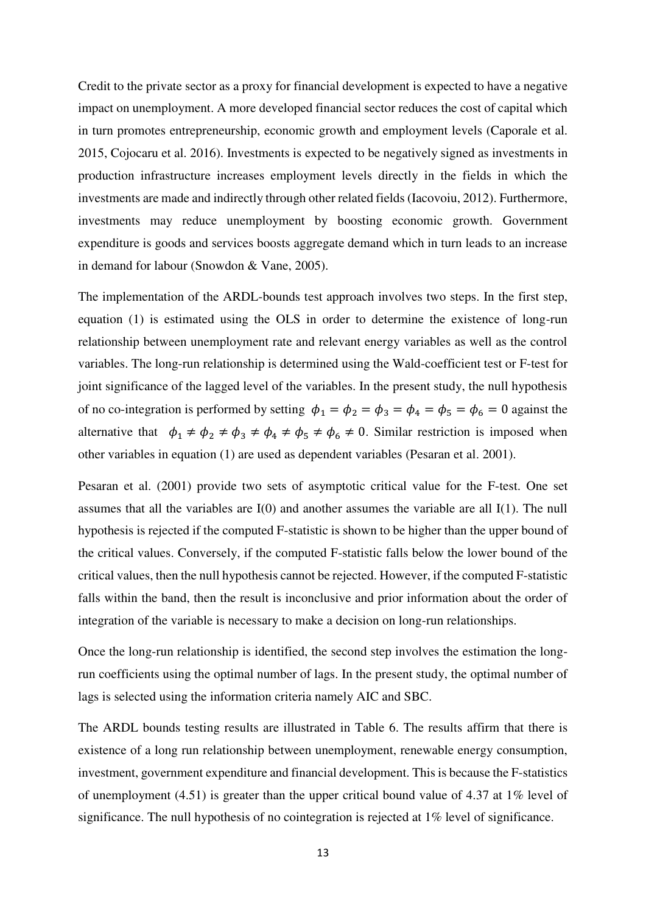Credit to the private sector as a proxy for financial development is expected to have a negative impact on unemployment. A more developed financial sector reduces the cost of capital which in turn promotes entrepreneurship, economic growth and employment levels (Caporale et al. 2015, Cojocaru et al. 2016). Investments is expected to be negatively signed as investments in production infrastructure increases employment levels directly in the fields in which the investments are made and indirectly through other related fields (Iacovoiu, 2012). Furthermore, investments may reduce unemployment by boosting economic growth. Government expenditure is goods and services boosts aggregate demand which in turn leads to an increase in demand for labour (Snowdon & Vane, 2005).

The implementation of the ARDL-bounds test approach involves two steps. In the first step, equation (1) is estimated using the OLS in order to determine the existence of long-run relationship between unemployment rate and relevant energy variables as well as the control variables. The long-run relationship is determined using the Wald-coefficient test or F-test for joint significance of the lagged level of the variables. In the present study, the null hypothesis of no co-integration is performed by setting $\phi_1 = \phi_2 = \phi_3 = \phi_4 = \phi_5 = \phi_6 = 0$ against the alternative that $\phi_1 \neq \phi_2 \neq \phi_3 \neq \phi_4 \neq \phi_5 \neq \phi_6 \neq 0$. Similar restriction is imposed when other variables in equation (1) are used as dependent variables (Pesaran et al. 2001).

Pesaran et al. (2001) provide two sets of asymptotic critical value for the F-test. One set assumes that all the variables are I(0) and another assumes the variable are all I(1). The null hypothesis is rejected if the computed F-statistic is shown to be higher than the upper bound of the critical values. Conversely, if the computed F-statistic falls below the lower bound of the critical values, then the null hypothesis cannot be rejected. However, if the computed F-statistic falls within the band, then the result is inconclusive and prior information about the order of integration of the variable is necessary to make a decision on long-run relationships.

Once the long-run relationship is identified, the second step involves the estimation the long-run coefficients using the optimal number of lags. In the present study, the optimal number of lags is selected using the information criteria namely AIC and SBC.

The ARDL bounds testing results are illustrated in Table 6. The results affirm that there is existence of a long run relationship between unemployment, renewable energy consumption, investment, government expenditure and financial development. This is because the F-statistics of unemployment (4.51) is greater than the upper critical bound value of 4.37 at 1% level of significance. The null hypothesis of no cointegration is rejected at 1% level of significance.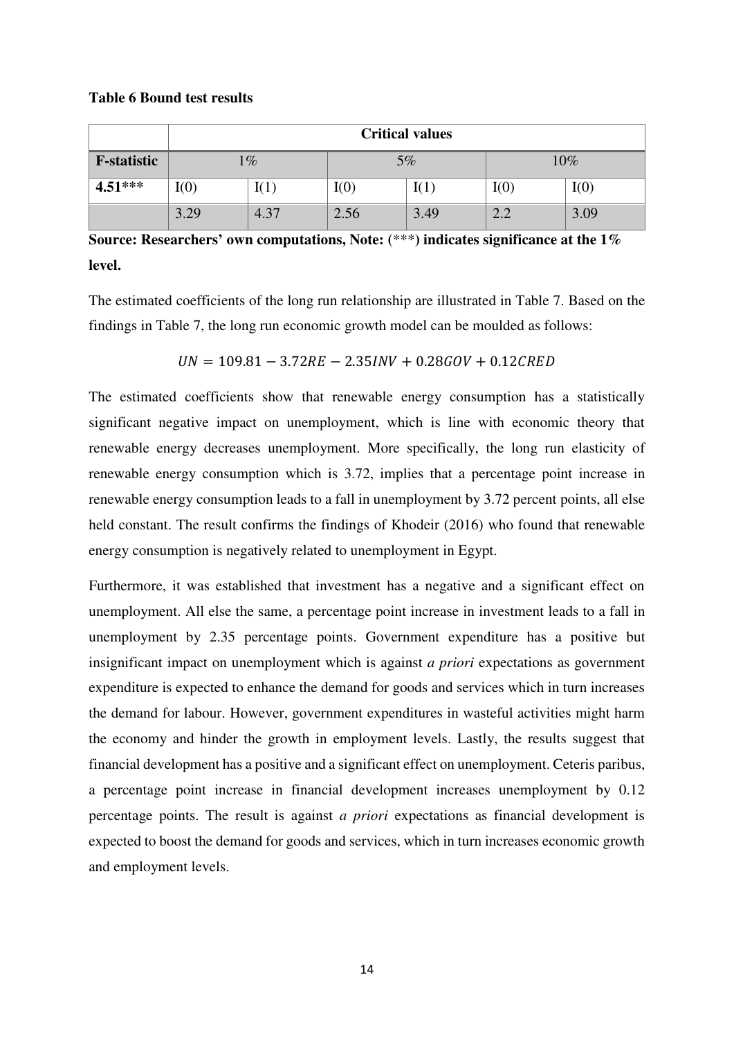**Table 6 Bound test results**

| | Critical values | | | | | |
|---|---|---|---|---|---|---|
| **F-statistic** | 1% | | 5% | | 10% | |
| **4.51*** ** | I(0) | I(1) | I(0) | I(1) | I(0) | I(0) |
| | 3.29 | 4.37 | 2.56 | 3.49 | 2.2 | 3.09 |

**Source: Researchers' own computations, Note: (***) indicates significance at the 1% level.**

The estimated coefficients of the long run relationship are illustrated in Table 7. Based on the findings in Table 7, the long run economic growth model can be moulded as follows:

$$UN = 109.81 - 3.72RE - 2.35INV + 0.28GOV + 0.12CRED$$

The estimated coefficients show that renewable energy consumption has a statistically significant negative impact on unemployment, which is line with economic theory that renewable energy decreases unemployment. More specifically, the long run elasticity of renewable energy consumption which is 3.72, implies that a percentage point increase in renewable energy consumption leads to a fall in unemployment by 3.72 percent points, all else held constant. The result confirms the findings of Khodeir (2016) who found that renewable energy consumption is negatively related to unemployment in Egypt.

Furthermore, it was established that investment has a negative and a significant effect on unemployment. All else the same, a percentage point increase in investment leads to a fall in unemployment by 2.35 percentage points. Government expenditure has a positive but insignificant impact on unemployment which is against *a priori* expectations as government expenditure is expected to enhance the demand for goods and services which in turn increases the demand for labour. However, government expenditures in wasteful activities might harm the economy and hinder the growth in employment levels. Lastly, the results suggest that financial development has a positive and a significant effect on unemployment. Ceteris paribus, a percentage point increase in financial development increases unemployment by 0.12 percentage points. The result is against *a priori* expectations as financial development is expected to boost the demand for goods and services, which in turn increases economic growth and employment levels.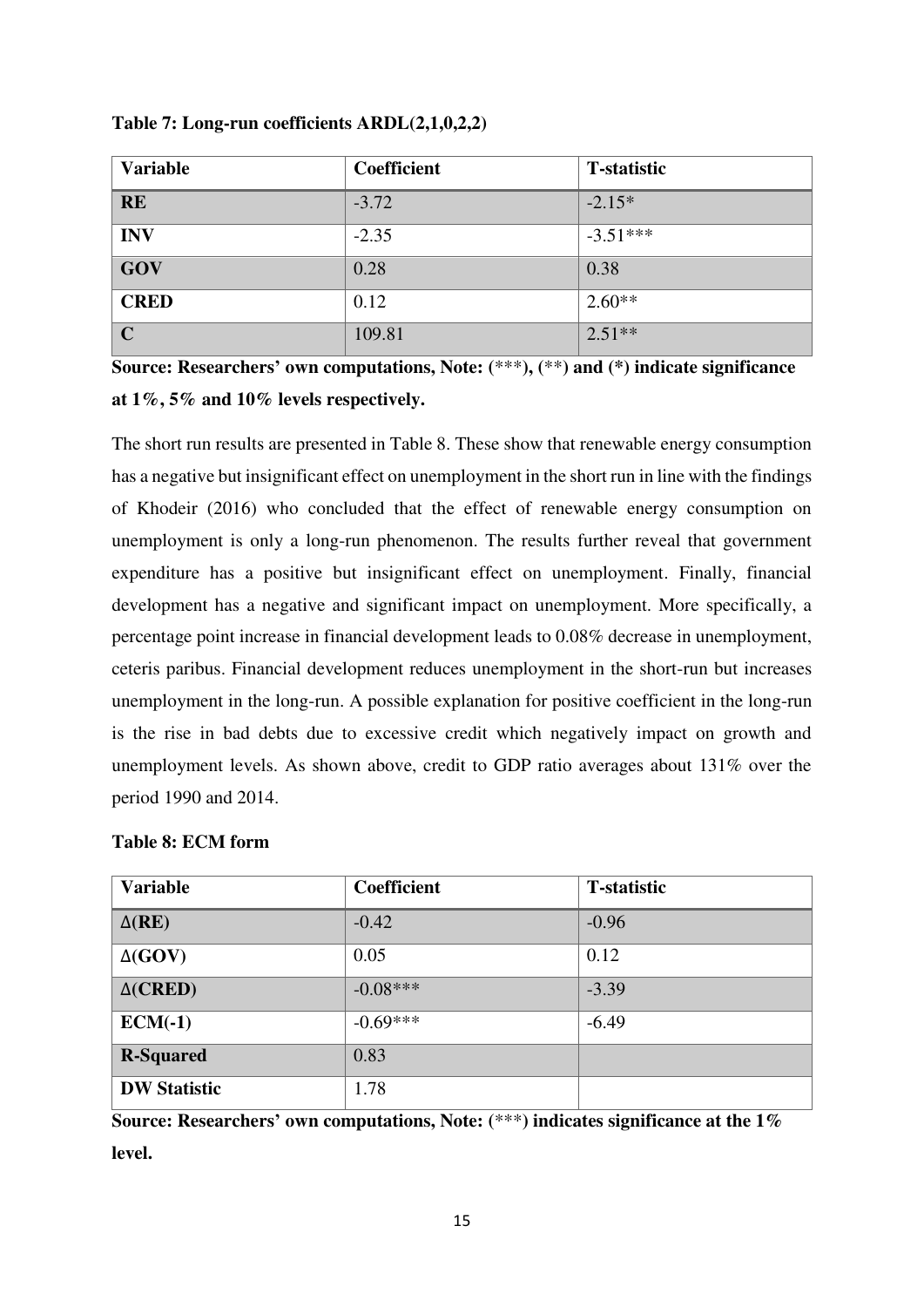**Table 7: Long-run coefficients ARDL(2,1,0,2,2)**

| Variable | Coefficient | T-statistic |
|---|---|---|
| **RE** | -3.72 | -2.15* |
| **INV** | -2.35 | -3.51*** |
| **GOV** | 0.28 | 0.38 |
| **CRED** | 0.12 | 2.60** |
| **C** | 109.81 | 2.51** |

**Source: Researchers' own computations, Note: (\*\*\*), (\*\*) and (\*) indicate significance at 1%, 5% and 10% levels respectively.**

The short run results are presented in Table 8. These show that renewable energy consumption has a negative but insignificant effect on unemployment in the short run in line with the findings of Khodeir (2016) who concluded that the effect of renewable energy consumption on unemployment is only a long-run phenomenon. The results further reveal that government expenditure has a positive but insignificant effect on unemployment. Finally, financial development has a negative and significant impact on unemployment. More specifically, a percentage point increase in financial development leads to 0.08% decrease in unemployment, ceteris paribus. Financial development reduces unemployment in the short-run but increases unemployment in the long-run. A possible explanation for positive coefficient in the long-run is the rise in bad debts due to excessive credit which negatively impact on growth and unemployment levels. As shown above, credit to GDP ratio averages about 131% over the period 1990 and 2014.

**Table 8: ECM form**

| Variable | Coefficient | T-statistic |
|---|---|---|
| **$\Delta$(RE)** | -0.42 | -0.96 |
| **$\Delta$(GOV)** | 0.05 | 0.12 |
| **$\Delta$(CRED)** | -0.08*** | -3.39 |
| **ECM(-1)** | -0.69*** | -6.49 |
| **R-Squared** | 0.83 | |
| **DW Statistic** | 1.78 | |

**Source: Researchers' own computations, Note: (\*\*\*) indicates significance at the 1% level.**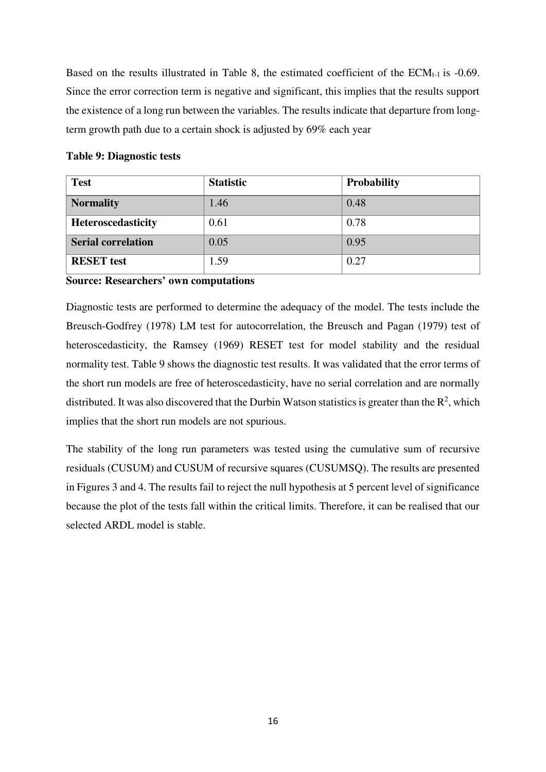Based on the results illustrated in Table 8, the estimated coefficient of the $ECM_{t-1}$ is -0.69. Since the error correction term is negative and significant, this implies that the results support the existence of a long run between the variables. The results indicate that departure from long-term growth path due to a certain shock is adjusted by 69% each year

**Table 9: Diagnostic tests**

| Test | Statistic | Probability |
| --- | --- | --- |
| **Normality** | 1.46 | 0.48 |
| **Heteroscedasticity** | 0.61 | 0.78 |
| **Serial correlation** | 0.05 | 0.95 |
| **RESET test** | 1.59 | 0.27 |

**Source: Researchers' own computations**

Diagnostic tests are performed to determine the adequacy of the model. The tests include the Breusch-Godfrey (1978) LM test for autocorrelation, the Breusch and Pagan (1979) test of heteroscedasticity, the Ramsey (1969) RESET test for model stability and the residual normality test. Table 9 shows the diagnostic test results. It was validated that the error terms of the short run models are free of heteroscedasticity, have no serial correlation and are normally distributed. It was also discovered that the Durbin Watson statistics is greater than the $R^2$, which implies that the short run models are not spurious.

The stability of the long run parameters was tested using the cumulative sum of recursive residuals (CUSUM) and CUSUM of recursive squares (CUSUMSQ). The results are presented in Figures 3 and 4. The results fail to reject the null hypothesis at 5 percent level of significance because the plot of the tests fall within the critical limits. Therefore, it can be realised that our selected ARDL model is stable.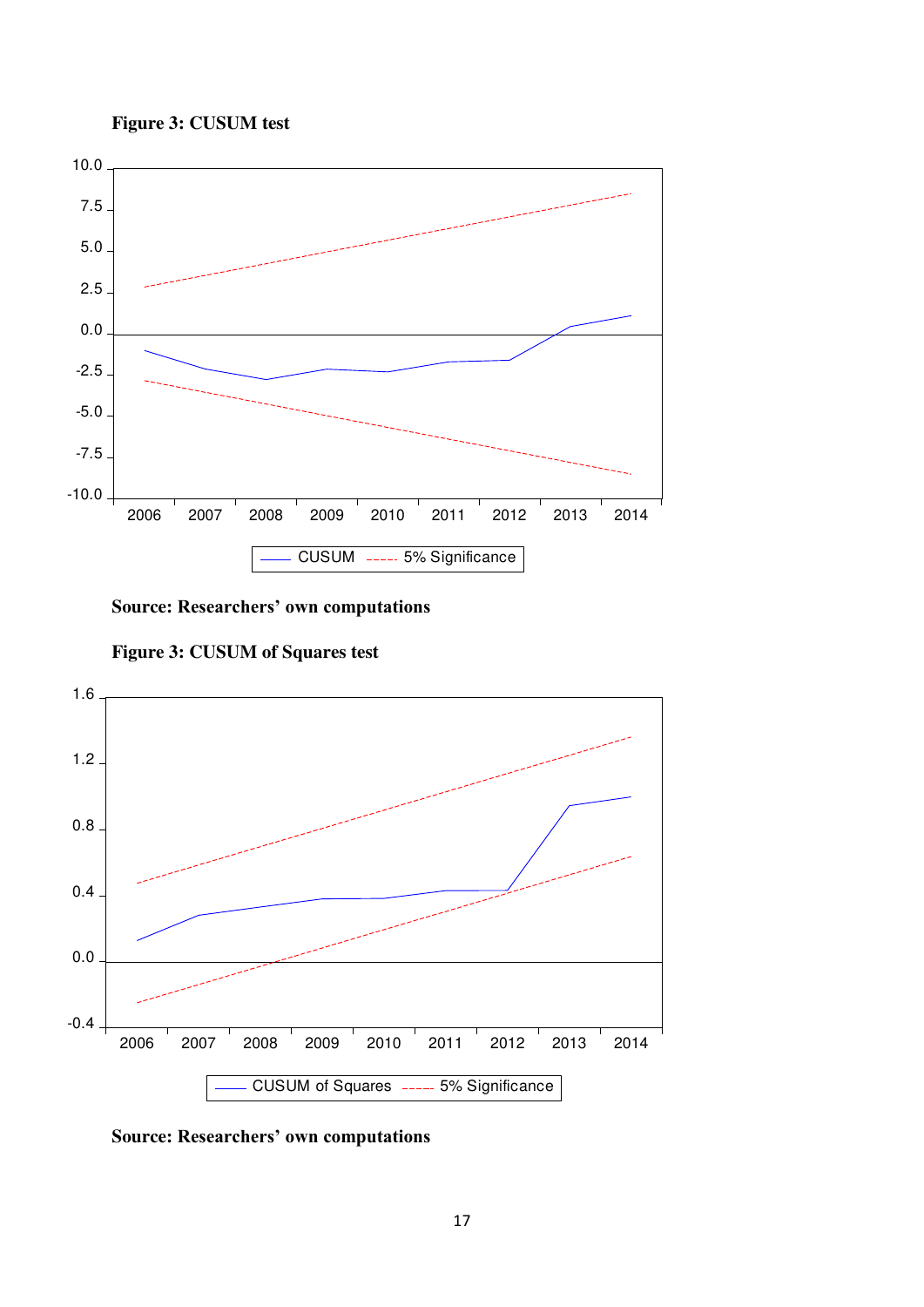**Figure 3: CUSUM test**

**Source: Researchers' own computations**

**Figure 3: CUSUM of Squares test**

**Source: Researchers' own computations**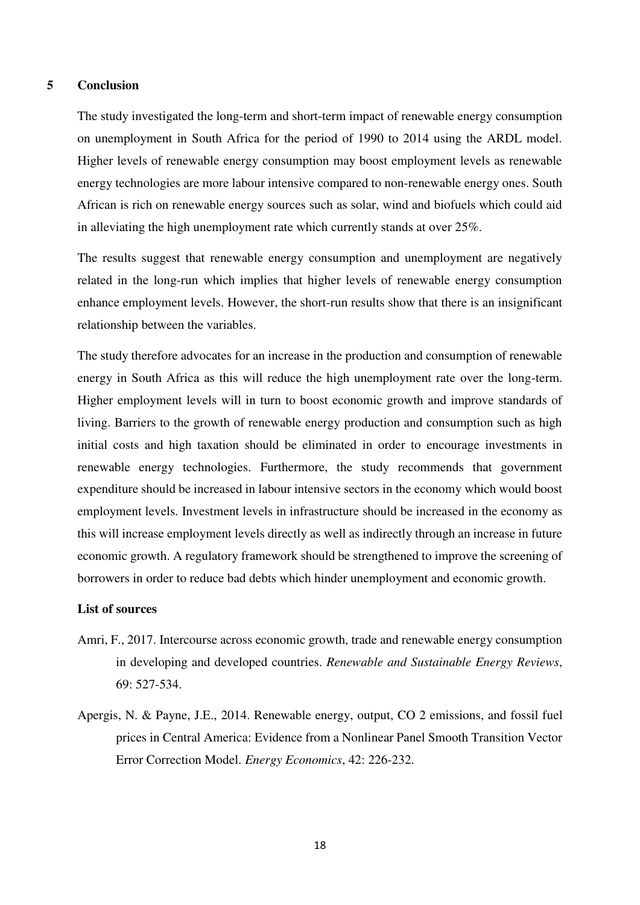## 5 Conclusion

The study investigated the long-term and short-term impact of renewable energy consumption on unemployment in South Africa for the period of 1990 to 2014 using the ARDL model. Higher levels of renewable energy consumption may boost employment levels as renewable energy technologies are more labour intensive compared to non-renewable energy ones. South African is rich on renewable energy sources such as solar, wind and biofuels which could aid in alleviating the high unemployment rate which currently stands at over 25%.

The results suggest that renewable energy consumption and unemployment are negatively related in the long-run which implies that higher levels of renewable energy consumption enhance employment levels. However, the short-run results show that there is an insignificant relationship between the variables.

The study therefore advocates for an increase in the production and consumption of renewable energy in South Africa as this will reduce the high unemployment rate over the long-term. Higher employment levels will in turn to boost economic growth and improve standards of living. Barriers to the growth of renewable energy production and consumption such as high initial costs and high taxation should be eliminated in order to encourage investments in renewable energy technologies. Furthermore, the study recommends that government expenditure should be increased in labour intensive sectors in the economy which would boost employment levels. Investment levels in infrastructure should be increased in the economy as this will increase employment levels directly as well as indirectly through an increase in future economic growth. A regulatory framework should be strengthened to improve the screening of borrowers in order to reduce bad debts which hinder unemployment and economic growth.

**List of sources**

Amri, F., 2017. Intercourse across economic growth, trade and renewable energy consumption in developing and developed countries. *Renewable and Sustainable Energy Reviews*, 69: 527-534.

Apergis, N. & Payne, J.E., 2014. Renewable energy, output, CO 2 emissions, and fossil fuel prices in Central America: Evidence from a Nonlinear Panel Smooth Transition Vector Error Correction Model. *Energy Economics*, 42: 226-232.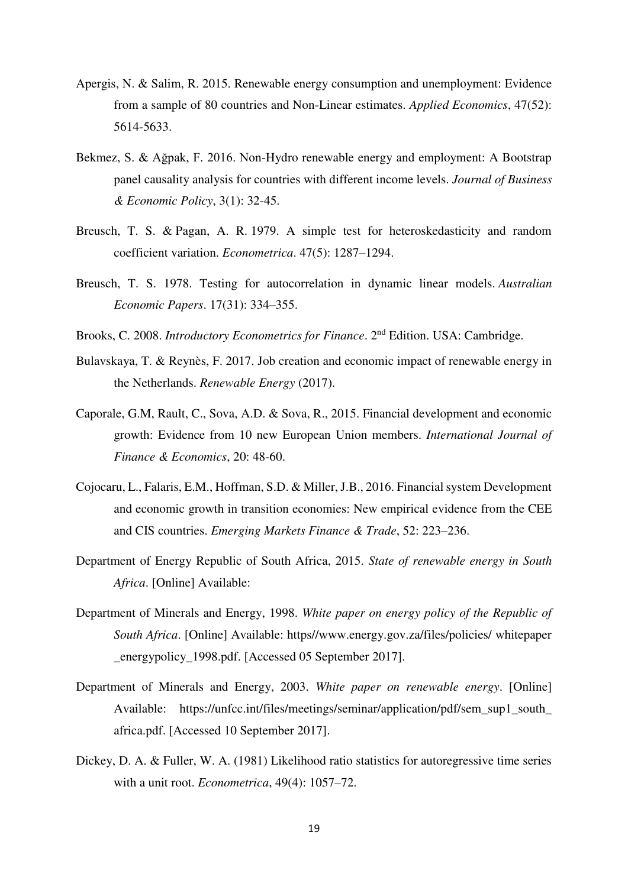Apergis, N. & Salim, R. 2015. Renewable energy consumption and unemployment: Evidence from a sample of 80 countries and Non-Linear estimates. *Applied Economics*, 47(52): 5614-5633.

Bekmez, S. & Ağpak, F. 2016. Non-Hydro renewable energy and employment: A Bootstrap panel causality analysis for countries with different income levels. *Journal of Business & Economic Policy*, 3(1): 32-45.

Breusch, T. S. & Pagan, A. R. 1979. A simple test for heteroskedasticity and random coefficient variation. *Econometrica*. 47(5): 1287–1294.

Breusch, T. S. 1978. Testing for autocorrelation in dynamic linear models. *Australian Economic Papers*. 17(31): 334–355.

Brooks, C. 2008. *Introductory Econometrics for Finance*. 2nd Edition. USA: Cambridge.

Bulavskaya, T. & Reynès, F. 2017. Job creation and economic impact of renewable energy in the Netherlands. *Renewable Energy* (2017).

Caporale, G.M, Rault, C., Sova, A.D. & Sova, R., 2015. Financial development and economic growth: Evidence from 10 new European Union members. *International Journal of Finance & Economics*, 20: 48-60.

Cojocaru, L., Falaris, E.M., Hoffman, S.D. & Miller, J.B., 2016. Financial system Development and economic growth in transition economies: New empirical evidence from the CEE and CIS countries. *Emerging Markets Finance & Trade*, 52: 223–236.

Department of Energy Republic of South Africa, 2015. *State of renewable energy in South Africa*. [Online] Available:

Department of Minerals and Energy, 1998. *White paper on energy policy of the Republic of South Africa*. [Online] Available: https//www.energy.gov.za/files/policies/ whitepaper _energypolicy_1998.pdf. [Accessed 05 September 2017].

Department of Minerals and Energy, 2003. *White paper on renewable energy*. [Online] Available: https://unfcc.int/files/meetings/seminar/application/pdf/sem_sup1_south_africa.pdf. [Accessed 10 September 2017].

Dickey, D. A. & Fuller, W. A. (1981) Likelihood ratio statistics for autoregressive time series with a unit root. *Econometrica*, 49(4): 1057–72.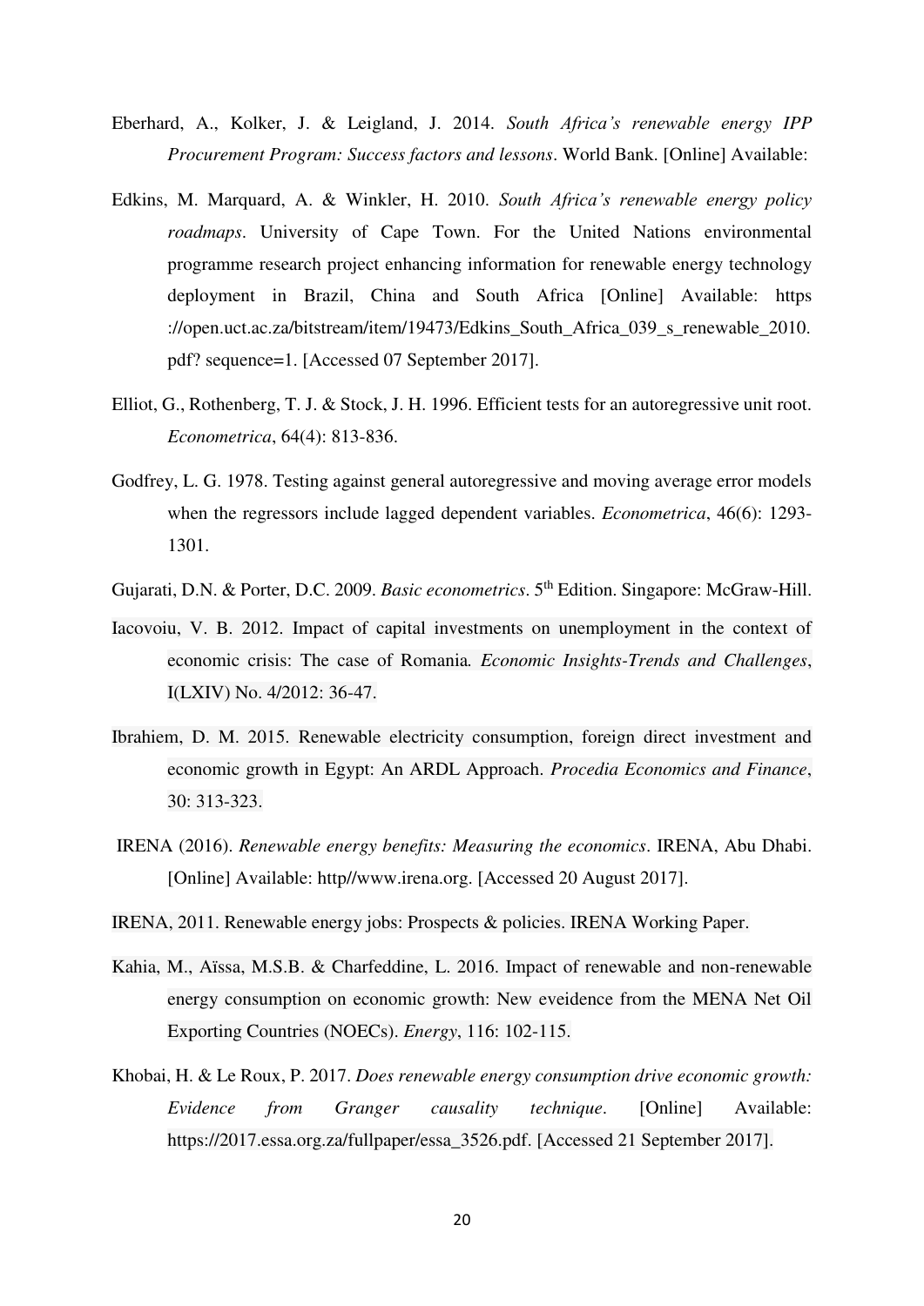Eberhard, A., Kolker, J. & Leigland, J. 2014. *South Africa's renewable energy IPP Procurement Program: Success factors and lessons*. World Bank. [Online] Available:

Edkins, M. Marquard, A. & Winkler, H. 2010. *South Africa's renewable energy policy roadmaps*. University of Cape Town. For the United Nations environmental programme research project enhancing information for renewable energy technology deployment in Brazil, China and South Africa [Online] Available: https ://open.uct.ac.za/bitstream/item/19473/Edkins_South_Africa_039_s_renewable_2010. pdf? sequence=1. [Accessed 07 September 2017].

Elliot, G., Rothenberg, T. J. & Stock, J. H. 1996. Efficient tests for an autoregressive unit root. *Econometrica*, 64(4): 813-836.

Godfrey, L. G. 1978. Testing against general autoregressive and moving average error models when the regressors include lagged dependent variables. *Econometrica*, 46(6): 1293-1301.

Gujarati, D.N. & Porter, D.C. 2009. *Basic econometrics*. 5th Edition. Singapore: McGraw-Hill.

Iacovoiu, V. B. 2012. Impact of capital investments on unemployment in the context of economic crisis: The case of Romania*. Economic Insights-Trends and Challenges*, I(LXIV) No. 4/2012: 36-47.

Ibrahiem, D. M. 2015. Renewable electricity consumption, foreign direct investment and economic growth in Egypt: An ARDL Approach. *Procedia Economics and Finance*, 30: 313-323.

IRENA (2016). *Renewable energy benefits: Measuring the economics*. IRENA, Abu Dhabi. [Online] Available: http//www.irena.org. [Accessed 20 August 2017].

IRENA, 2011. Renewable energy jobs: Prospects & policies. IRENA Working Paper.

Kahia, M., Aïssa, M.S.B. & Charfeddine, L. 2016. Impact of renewable and non-renewable energy consumption on economic growth: New eveidence from the MENA Net Oil Exporting Countries (NOECs). *Energy*, 116: 102-115.

Khobai, H. & Le Roux, P. 2017. *Does renewable energy consumption drive economic growth: Evidence from Granger causality technique*. [Online] Available: https://2017.essa.org.za/fullpaper/essa_3526.pdf. [Accessed 21 September 2017].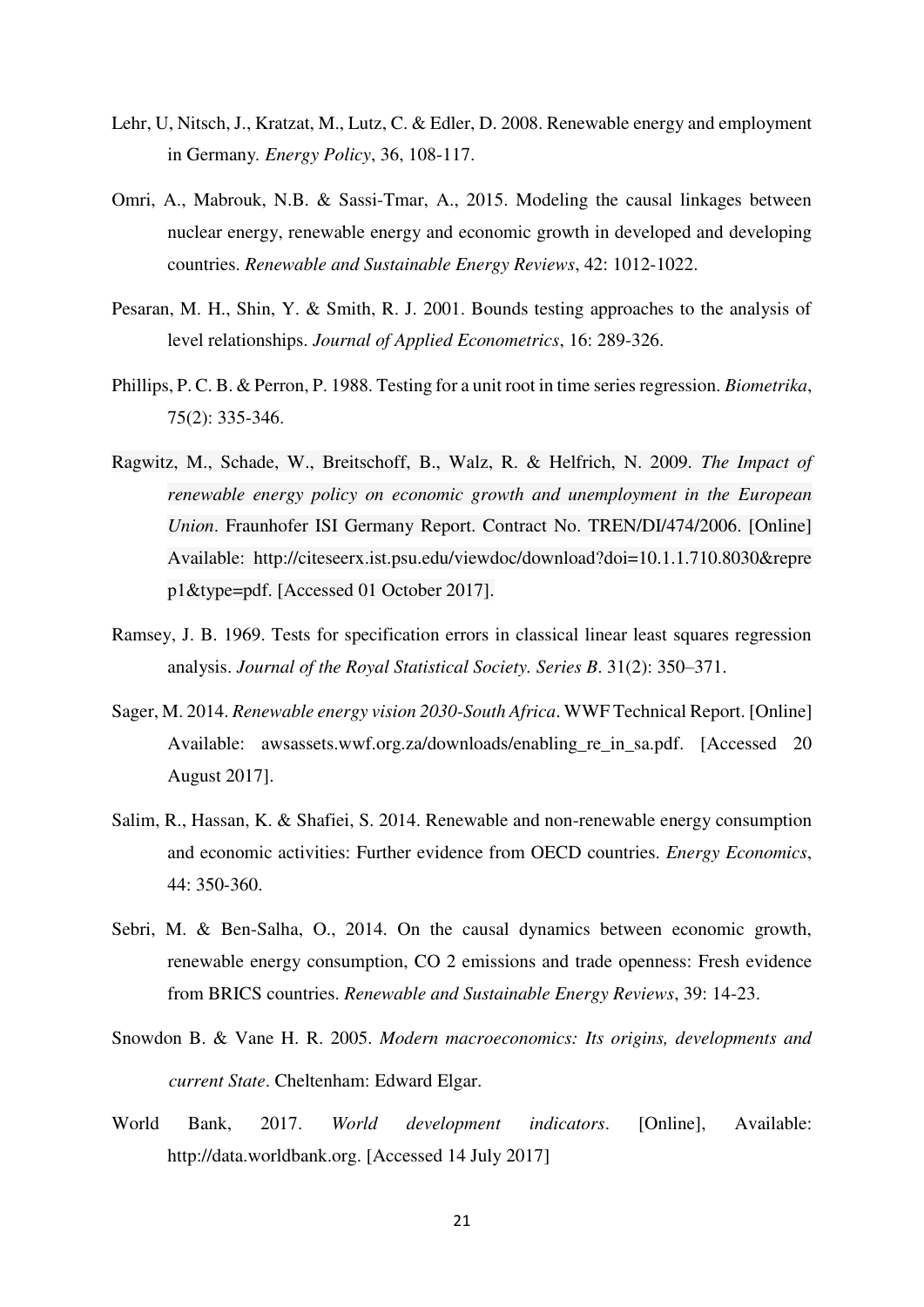Lehr, U, Nitsch, J., Kratzat, M., Lutz, C. & Edler, D. 2008. Renewable energy and employment in Germany. *Energy Policy*, 36, 108-117.

Omri, A., Mabrouk, N.B. & Sassi-Tmar, A., 2015. Modeling the causal linkages between nuclear energy, renewable energy and economic growth in developed and developing countries. *Renewable and Sustainable Energy Reviews*, 42: 1012-1022.

Pesaran, M. H., Shin, Y. & Smith, R. J. 2001. Bounds testing approaches to the analysis of level relationships. *Journal of Applied Econometrics*, 16: 289-326.

Phillips, P. C. B. & Perron, P. 1988. Testing for a unit root in time series regression. *Biometrika*, 75(2): 335-346.

Ragwitz, M., Schade, W., Breitschoff, B., Walz, R. & Helfrich, N. 2009. *The Impact of renewable energy policy on economic growth and unemployment in the European Union*. Fraunhofer ISI Germany Report. Contract No. TREN/DI/474/2006. [Online] Available: http://citeseerx.ist.psu.edu/viewdoc/download?doi=10.1.1.710.8030&rep=rep1&type=pdf. [Accessed 01 October 2017].

Ramsey, J. B. 1969. Tests for specification errors in classical linear least squares regression analysis. *Journal of the Royal Statistical Society. Series B*. 31(2): 350–371.

Sager, M. 2014. *Renewable energy vision 2030-South Africa*. WWF Technical Report. [Online] Available: awsassets.wwf.org.za/downloads/enabling_re_in_sa.pdf. [Accessed 20 August 2017].

Salim, R., Hassan, K. & Shafiei, S. 2014. Renewable and non-renewable energy consumption and economic activities: Further evidence from OECD countries. *Energy Economics*, 44: 350-360.

Sebri, M. & Ben-Salha, O., 2014. On the causal dynamics between economic growth, renewable energy consumption, CO 2 emissions and trade openness: Fresh evidence from BRICS countries. *Renewable and Sustainable Energy Reviews*, 39: 14-23.

Snowdon B. & Vane H. R. 2005. *Modern macroeconomics: Its origins, developments and current State*. Cheltenham: Edward Elgar.

World Bank, 2017. *World development indicators*. [Online], Available: http://data.worldbank.org. [Accessed 14 July 2017]